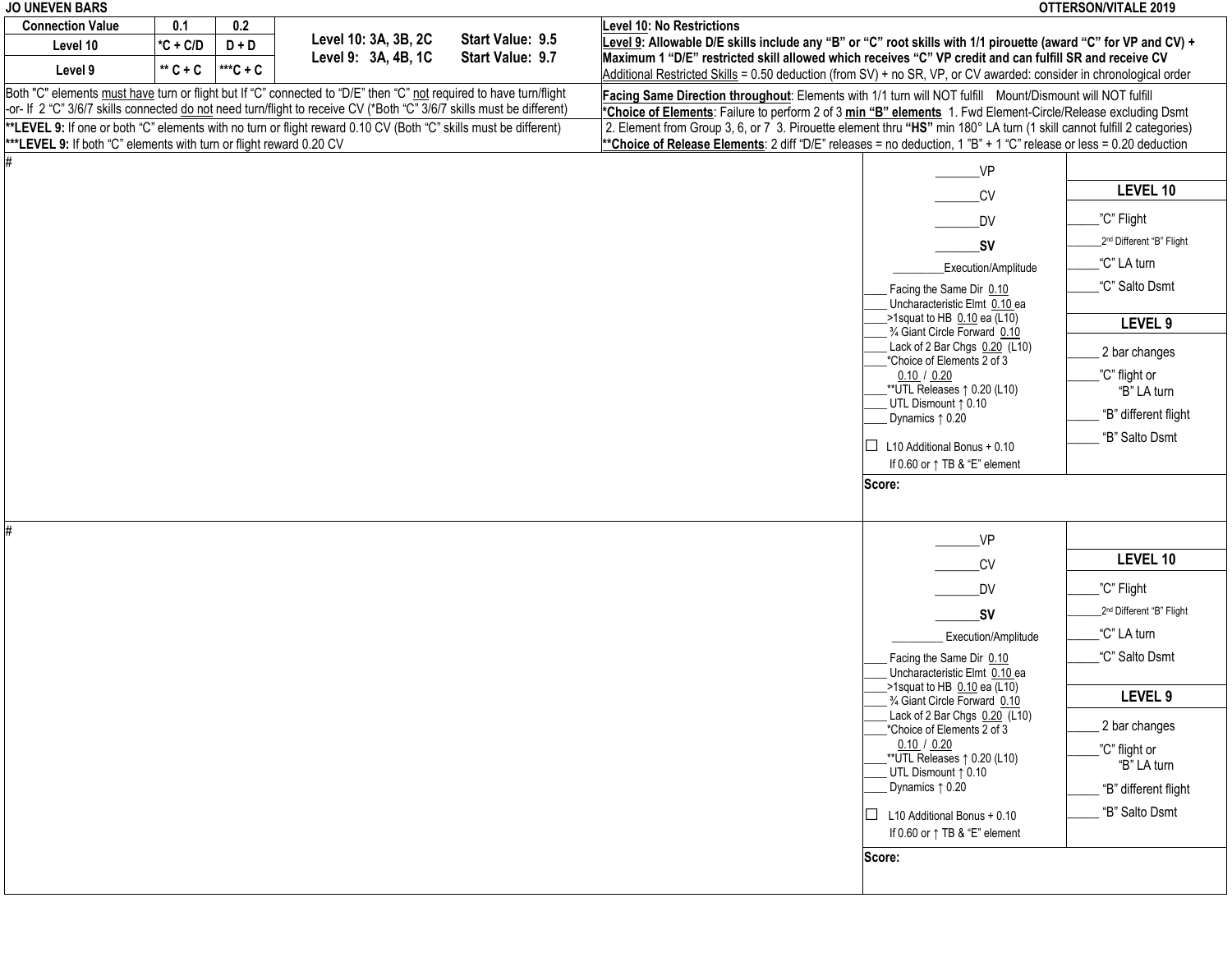**JO UNEVEN BARS** — OTTERSON/VITALE 2019

| Connection Value | 0.1 | 0.2 | | |
|---|---|---|---|---|
| Level 10 | *C + C/D | D + D | Level 10: 3A, 3B, 2C | Start Value: 9.5 |
| Level 9 | ** C + C | ***C + C | Level 9: 3A, 4B, 1C | Start Value: 9.7 |

Both "C" elements must have turn or flight but If "C" connected to "D/E" then "C" not required to have turn/flight -or- If 2 "C" 3/6/7 skills connected do not need turn/flight to receive CV (*Both "C" 3/6/7 skills must be different)

**LEVEL 9: If one or both "C" elements with no turn or flight reward 0.10 CV (Both "C" skills must be different)

***LEVEL 9: If both "C" elements with turn or flight reward 0.20 CV

**Level 10: No Restrictions**

**Level 9: Allowable D/E skills include any "B" or "C" root skills with 1/1 pirouette (award "C" for VP and CV) + Maximum 1 "D/E" restricted skill allowed which receives "C" VP credit and can fulfill SR and receive CV**

Additional Restricted Skills = 0.50 deduction (from SV) + no SR, VP, or CV awarded: consider in chronological order

**Facing Same Direction throughout**: Elements with 1/1 turn will NOT fulfill Mount/Dismount will NOT fulfill

***Choice of Elements**: Failure to perform 2 of 3 **min "B" elements** 1. Fwd Element-Circle/Release excluding Dsmt 2. Element from Group 3, 6, or 7 3. Pirouette element thru **"HS"** min 180° LA turn (1 skill cannot fulfill 2 categories)

****Choice of Release Elements**: 2 diff "D/E" releases = no deduction, 1 "B" + 1 "C" release or less = 0.20 deduction

#

_______VP
_______CV
_______DV
_______**SV**
_________Execution/Amplitude
____ Facing the Same Dir 0.10
____ Uncharacteristic Elmt 0.10 ea
____ >1squat to HB 0.10 ea (L10)
____ ¾ Giant Circle Forward 0.10
____ Lack of 2 Bar Chgs 0.20 (L10)
____ *Choice of Elements 2 of 3 0.10 / 0.20
____ **UTL Releases ↑ 0.20 (L10)
____ UTL Dismount ↑ 0.10
____ Dynamics ↑ 0.20

☐ L10 Additional Bonus + 0.10 If 0.60 or ↑ TB & "E" element

Score:

**LEVEL 10**

_____"C" Flight
_____2nd Different "B" Flight
_____"C" LA turn
_____"C" Salto Dsmt

**LEVEL 9**

_____ 2 bar changes
_____"C" flight or "B" LA turn
_____ "B" different flight
_____ "B" Salto Dsmt

#

_______VP
_______CV
_______DV
_______**SV**
_________Execution/Amplitude
____ Facing the Same Dir 0.10
____ Uncharacteristic Elmt 0.10 ea
____ >1squat to HB 0.10 ea (L10)
____ ¾ Giant Circle Forward 0.10
____ Lack of 2 Bar Chgs 0.20 (L10)
____ *Choice of Elements 2 of 3 0.10 / 0.20
____ **UTL Releases ↑ 0.20 (L10)
____ UTL Dismount ↑ 0.10
____ Dynamics ↑ 0.20

☐ L10 Additional Bonus + 0.10 If 0.60 or ↑ TB & "E" element

Score:

**LEVEL 10**

_____"C" Flight
_____2nd Different "B" Flight
_____"C" LA turn
_____"C" Salto Dsmt

**LEVEL 9**

_____ 2 bar changes
_____"C" flight or "B" LA turn
_____ "B" different flight
_____ "B" Salto Dsmt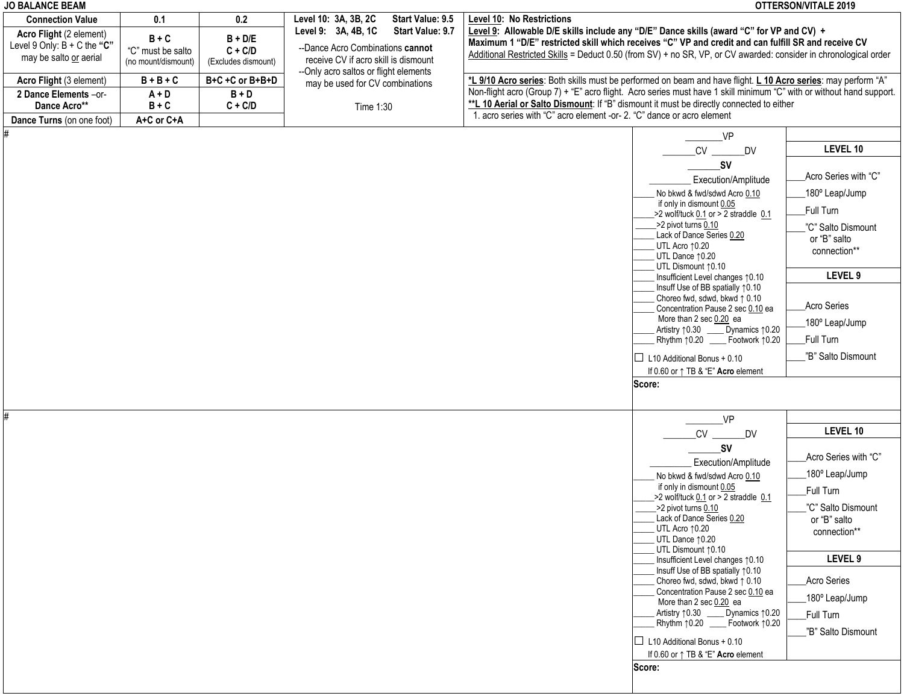**JO BALANCE BEAM** **OTTERSON/VITALE 2019**

| Connection Value | 0.1 | 0.2 |
|---|---|---|
| **Acro Flight** (2 element) Level 9 Only: B + C the **"C"** may be salto or aerial | **B + C** "C" must be salto (no mount/dismount) | **B + D/E** **C + C/D** (Excludes dismount) |
| **Acro Flight** (3 element) | **B + B + C** | **B+C +C or B+B+D** |
| **2 Dance Elements** –or- **Dance Acro**** | **A + D** **B + C** | **B + D** **C + C/D** |
| **Dance Turns** (on one foot) | **A+C or C+A** | |

**Level 10: 3A, 3B, 2C Start Value: 9.5**
**Level 9: 3A, 4B, 1C Start Value: 9.7**

--Dance Acro Combinations **cannot** receive CV if acro skill is dismount
--Only acro saltos or flight elements may be used for CV combinations

Time 1:30

**Level 10: No Restrictions**
**Level 9: Allowable D/E skills include any "D/E" Dance skills (award "C" for VP and CV) + Maximum 1 "D/E" restricted skill which receives "C" VP and credit and can fulfill SR and receive CV**
Additional Restricted Skills = Deduct 0.50 (from SV) + no SR, VP, or CV awarded: consider in chronological order

***L 9/10 Acro series**: Both skills must be performed on beam and have flight. **L 10 Acro series**: may perform "A" Non-flight acro (Group 7) + "E" acro flight. Acro series must have 1 skill minimum "C" with or without hand support.
****L 10 Aerial or Salto Dismount**: If "B" dismount it must be directly connected to either
1. acro series with "C" acro element -or- 2. "C" dance or acro element

#

________VP
_______CV _______DV
_______**SV**
_________ Execution/Amplitude
_____ No bkwd & fwd/sdwd Acro 0.10 if only in dismount 0.05
_____>2 wolf/tuck 0.1 or > 2 straddle 0.1
_____>2 pivot turns 0.10
_____ Lack of Dance Series 0.20
_____ UTL Acro ↑0.20
_____ UTL Dance ↑0.20
_____ UTL Dismount ↑0.10
_____ Insufficient Level changes ↑0.10
_____ Insuff Use of BB spatially ↑0.10
_____ Choreo fwd, sdwd, bkwd ↑ 0.10
_____ Concentration Pause 2 sec 0.10 ea More than 2 sec 0.20 ea
_____ Artistry ↑0.30 ____ Dynamics ↑0.20
_____ Rhythm ↑0.20 ____ Footwork ↑0.20
☐ L10 Additional Bonus + 0.10 If 0.60 or ↑ TB & "E" **Acro** element

**LEVEL 10**
____Acro Series with "C"
____180º Leap/Jump
____Full Turn
____"C" Salto Dismount or "B" salto connection**

**LEVEL 9**
____Acro Series
____180º Leap/Jump
____Full Turn
____"B" Salto Dismount

**Score:**

#

________VP
_______CV _______DV
_______**SV**
_________ Execution/Amplitude
_____ No bkwd & fwd/sdwd Acro 0.10 if only in dismount 0.05
_____>2 wolf/tuck 0.1 or > 2 straddle 0.1
_____>2 pivot turns 0.10
_____ Lack of Dance Series 0.20
_____ UTL Acro ↑0.20
_____ UTL Dance ↑0.20
_____ UTL Dismount ↑0.10
_____ Insufficient Level changes ↑0.10
_____ Insuff Use of BB spatially ↑0.10
_____ Choreo fwd, sdwd, bkwd ↑ 0.10
_____ Concentration Pause 2 sec 0.10 ea More than 2 sec 0.20 ea
_____ Artistry ↑0.30 ____ Dynamics ↑0.20
_____ Rhythm ↑0.20 ____ Footwork ↑0.20
☐ L10 Additional Bonus + 0.10 If 0.60 or ↑ TB & "E" **Acro** element

**LEVEL 10**
____Acro Series with "C"
____180º Leap/Jump
____Full Turn
____"C" Salto Dismount or "B" salto connection**

**LEVEL 9**
____Acro Series
____180º Leap/Jump
____Full Turn
____"B" Salto Dismount

**Score:**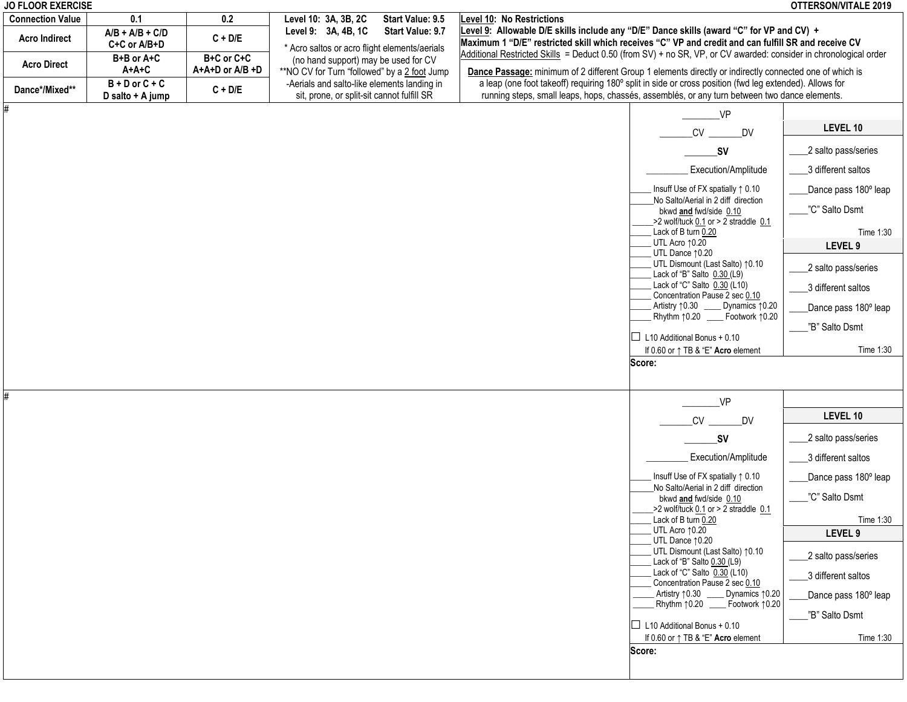**JO FLOOR EXERCISE** **OTTERSON/VITALE 2019**

| Connection Value | 0.1 | 0.2 |
|---|---|---|
| Acro Indirect | A/B + A/B + C/D<br>C+C or A/B+D | C + D/E |
| Acro Direct | B+B or A+C<br>A+A+C | B+C or C+C<br>A+A+D or A/B +D |
| Dance*/Mixed** | B + D or C + C<br>D salto + A jump | C + D/E |

**Level 10: 3A, 3B, 2C Start Value: 9.5**
**Level 9: 3A, 4B, 1C Start Value: 9.7**

* Acro saltos or acro flight elements/aerials (no hand support) may be used for CV
**NO CV for Turn "followed" by a 2 foot Jump
-Aerials and salto-like elements landing in sit, prone, or split-sit cannot fulfill SR

**Level 10: No Restrictions**
**Level 9: Allowable D/E skills include any "D/E" Dance skills (award "C" for VP and CV) + Maximum 1 "D/E" restricted skill which receives "C" VP and credit and can fulfill SR and receive CV**
Additional Restricted Skills = Deduct 0.50 (from SV) + no SR, VP, or CV awarded: consider in chronological order

**Dance Passage:** minimum of 2 different Group 1 elements directly or indirectly connected one of which is a leap (one foot takeoff) requiring 180º split in side or cross position (fwd leg extended). Allows for running steps, small leaps, hops, chassés, assemblés, or any turn between two dance elements.

#

_______VP

_______CV _______DV

_______**SV**

_________ Execution/Amplitude

_____ Insuff Use of FX spatially ↑ 0.10
_____ No Salto/Aerial in 2 diff direction bkwd **and** fwd/side 0.10
_____ >2 wolf/tuck 0.1 or > 2 straddle 0.1
_____ Lack of B turn 0.20
_____ UTL Acro ↑0.20
_____ UTL Dance ↑0.20
_____ UTL Dismount (Last Salto) ↑0.10
_____ Lack of "B" Salto 0.30 (L9)
_____ Lack of "C" Salto 0.30 (L10)
_____ Concentration Pause 2 sec 0.10
_____ Artistry ↑0.30 ____ Dynamics ↑0.20
_____ Rhythm ↑0.20 ____ Footwork ↑0.20

☐ L10 Additional Bonus + 0.10
If 0.60 or ↑ TB & "E" **Acro** element

**LEVEL 10**

____2 salto pass/series
____3 different saltos
____Dance pass 180º leap
____"C" Salto Dsmt

Time 1:30

**LEVEL 9**

____2 salto pass/series
____3 different saltos
____Dance pass 180º leap
____"B" Salto Dsmt

Time 1:30

**Score:**

#

_______VP

_______CV _______DV

_______**SV**

_________ Execution/Amplitude

_____ Insuff Use of FX spatially ↑ 0.10
_____ No Salto/Aerial in 2 diff direction bkwd **and** fwd/side 0.10
_____ >2 wolf/tuck 0.1 or > 2 straddle 0.1
_____ Lack of B turn 0.20
_____ UTL Acro ↑0.20
_____ UTL Dance ↑0.20
_____ UTL Dismount (Last Salto) ↑0.10
_____ Lack of "B" Salto 0.30 (L9)
_____ Lack of "C" Salto 0.30 (L10)
_____ Concentration Pause 2 sec 0.10
_____ Artistry ↑0.30 ____ Dynamics ↑0.20
_____ Rhythm ↑0.20 ____ Footwork ↑0.20

☐ L10 Additional Bonus + 0.10
If 0.60 or ↑ TB & "E" **Acro** element

**LEVEL 10**

____2 salto pass/series
____3 different saltos
____Dance pass 180º leap
____"C" Salto Dsmt

Time 1:30

**LEVEL 9**

____2 salto pass/series
____3 different saltos
____Dance pass 180º leap
____"B" Salto Dsmt

Time 1:30

**Score:**